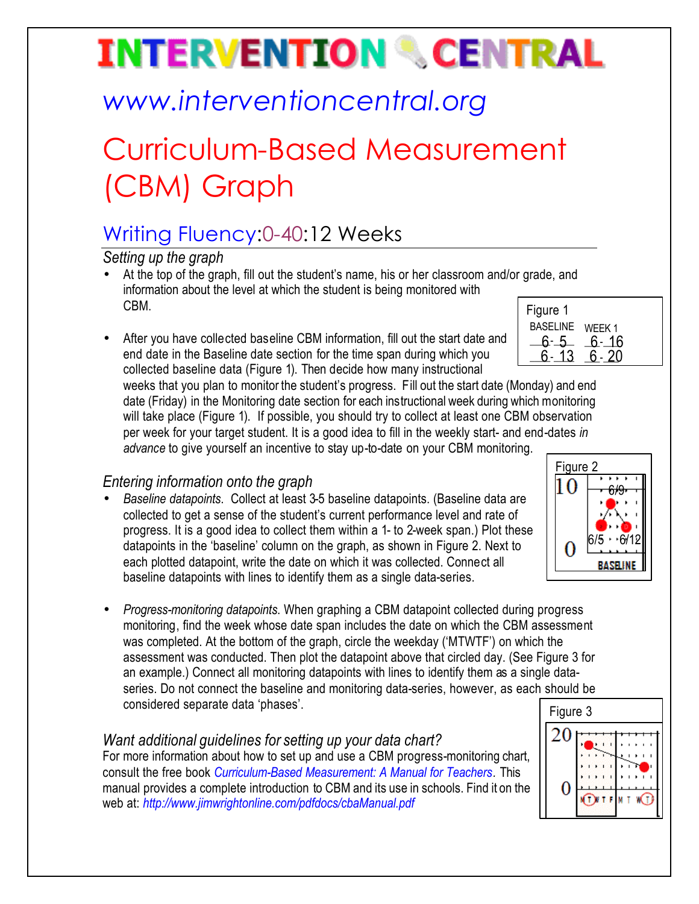# INTERVENTION CENTRAL

## www.interventioncentral.org

# Curriculum-Based Measurement (CBM) Graph

## Writing Fluency:0-40:12 Weeks

### *Setting up the graph*

- At the top of the graph, fill out the student's name, his or her classroom and/or grade, and information about the level at which the student is being monitored with CBM.
- After you have collected baseline CBM information, fill out the start date and end date in the Baseline date section for the time span during which you collected baseline data (Figure 1). Then decide how many instructional weeks that you plan to monitor the student's progress. Fill out the start date (Monday) and end date (Friday) in the Monitoring date section for each instructional week during which monitoring will take place (Figure 1). If possible, you should try to collect at least one CBM observation per week for your target student. It is a good idea to fill in the weekly start- and end-dates *in advance* to give yourself an incentive to stay up-to-date on your CBM monitoring.

Figure 1

| BASELINE | WEEK 1 |
|---|---|
| 6- 5 | 6- 16 |
| 6- 13 | 6- 20 |

### *Entering information onto the graph*

- *Baseline datapoints*. Collect at least 3-5 baseline datapoints. (Baseline data are collected to get a sense of the student's current performance level and rate of progress. It is a good idea to collect them within a 1- to 2-week span.) Plot these datapoints in the 'baseline' column on the graph, as shown in Figure 2. Next to each plotted datapoint, write the date on which it was collected. Connect all baseline datapoints with lines to identify them as a single data-series.

Figure 2

- *Progress-monitoring datapoints.* When graphing a CBM datapoint collected during progress monitoring, find the week whose date span includes the date on which the CBM assessment was completed. At the bottom of the graph, circle the weekday ('MTWTF') on which the assessment was conducted. Then plot the datapoint above that circled day. (See Figure 3 for an example.) Connect all monitoring datapoints with lines to identify them as a single data-series. Do not connect the baseline and monitoring data-series, however, as each should be considered separate data 'phases'.

Figure 3

### *Want additional guidelines for setting up your data chart?*

For more information about how to set up and use a CBM progress-monitoring chart, consult the free book *Curriculum-Based Measurement: A Manual for Teachers*. This manual provides a complete introduction to CBM and its use in schools. Find it on the web at: *http://www.jimwrightonline.com/pdfdocs/cbaManual.pdf*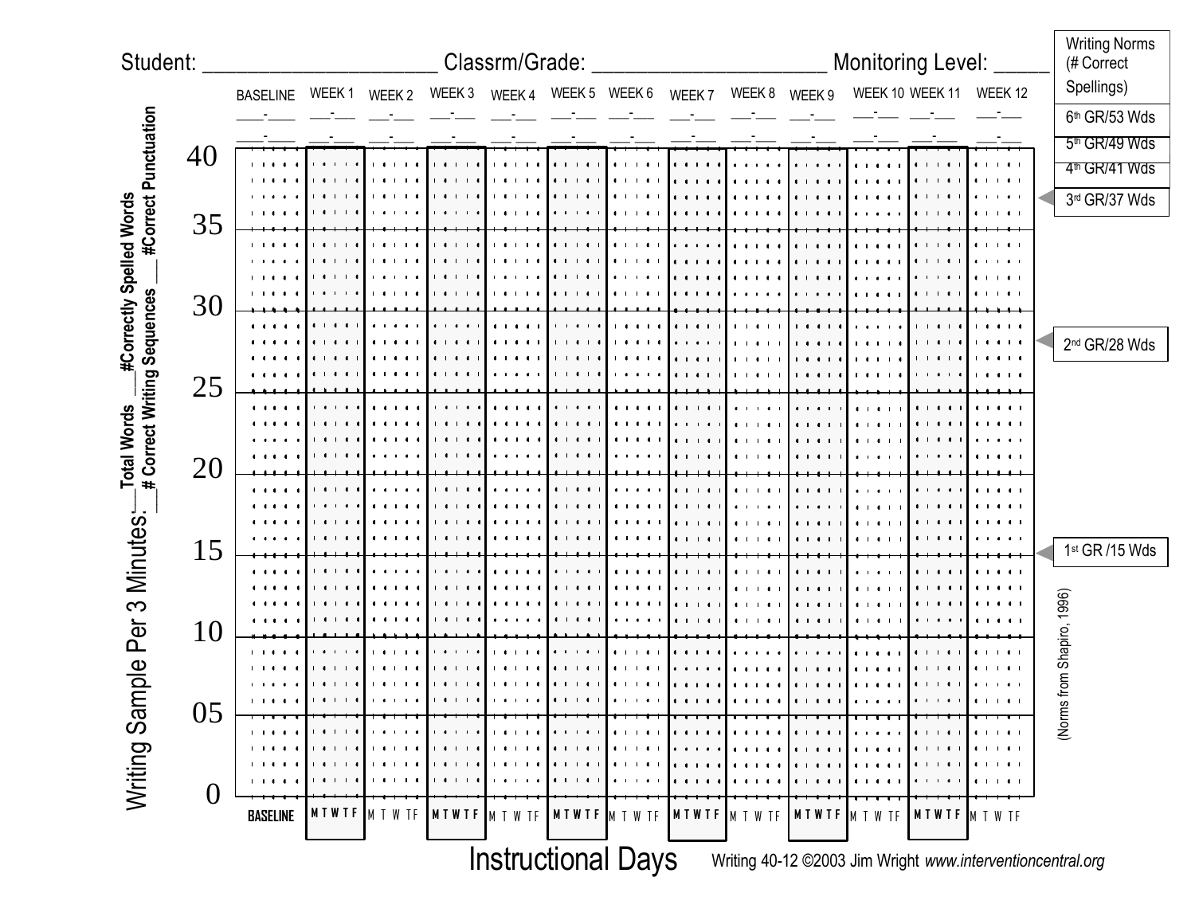Student: ____________________ Classrm/Grade: ____________________ Monitoring Level: _____

Writing Norms (# Correct Spellings)

6th GR/53 Wds

5th GR/49 Wds

4th GR/41 Wds

3rd GR/37 Wds

2nd GR/28 Wds

1st GR /15 Wds

(Norms from Shapiro, 1996)

BASELINE ___-___ ___-___

WEEK 1 ___-___ ___-___

WEEK 2 ___-___ ___-___

WEEK 3 ___-___ ___-___

WEEK 4 ___-___ ___-___

WEEK 5 ___-___ ___-___

WEEK 6 ___-___ ___-___

WEEK 7 ___-___ ___-___

WEEK 8 ___-___ ___-___

WEEK 9 ___-___ ___-___

WEEK 10 ___-___ ___-___

WEEK 11 ___-___ ___-___

WEEK 12 ___-___ ___-___

Writing Sample Per 3 Minutes: ___Total Words ___#Correctly Spelled Words ___# Correct Writing Sequences ___ #Correct Punctuation

40

35

30

25

20

15

10

05

0

BASELINE M T W T F M T W T F M T W T F M T W T F M T W T F M T W T F M T W T F M T W T F M T W T F M T W T F M T W T F M T W T F M T W T F

Instructional Days

Writing 40-12 ©2003 Jim Wright *www.interventioncentral.org*